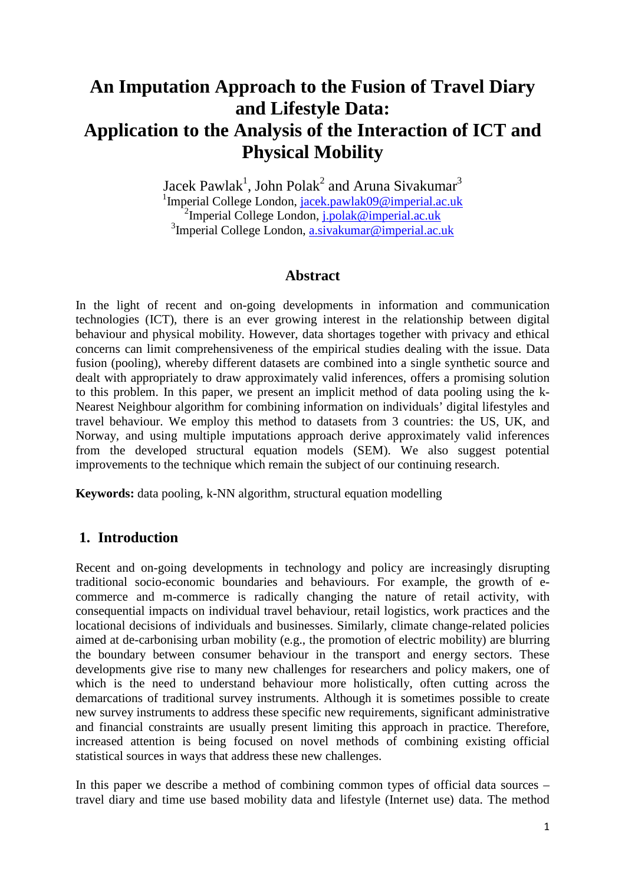# An Imputation Approach to the Fusion of Travel Diary and Lifestyle Data: Application to the Analysis of the Interaction of ICT and Physical Mobility

Jacek Pawlak[1], John Polak[2] and Aruna Sivakumar[3]

[1]Imperial College London, jacek.pawlak09@imperial.ac.uk

[2]Imperial College London, j.polak@imperial.ac.uk

[3]Imperial College London, a.sivakumar@imperial.ac.uk

## Abstract

In the light of recent and on-going developments in information and communication technologies (ICT), there is an ever growing interest in the relationship between digital behaviour and physical mobility. However, data shortages together with privacy and ethical concerns can limit comprehensiveness of the empirical studies dealing with the issue. Data fusion (pooling), whereby different datasets are combined into a single synthetic source and dealt with appropriately to draw approximately valid inferences, offers a promising solution to this problem. In this paper, we present an implicit method of data pooling using the k-Nearest Neighbour algorithm for combining information on individuals' digital lifestyles and travel behaviour. We employ this method to datasets from 3 countries: the US, UK, and Norway, and using multiple imputations approach derive approximately valid inferences from the developed structural equation models (SEM). We also suggest potential improvements to the technique which remain the subject of our continuing research.

**Keywords:** data pooling, k-NN algorithm, structural equation modelling

## 1. Introduction

Recent and on-going developments in technology and policy are increasingly disrupting traditional socio-economic boundaries and behaviours. For example, the growth of e-commerce and m-commerce is radically changing the nature of retail activity, with consequential impacts on individual travel behaviour, retail logistics, work practices and the locational decisions of individuals and businesses. Similarly, climate change-related policies aimed at de-carbonising urban mobility (e.g., the promotion of electric mobility) are blurring the boundary between consumer behaviour in the transport and energy sectors. These developments give rise to many new challenges for researchers and policy makers, one of which is the need to understand behaviour more holistically, often cutting across the demarcations of traditional survey instruments. Although it is sometimes possible to create new survey instruments to address these specific new requirements, significant administrative and financial constraints are usually present limiting this approach in practice. Therefore, increased attention is being focused on novel methods of combining existing official statistical sources in ways that address these new challenges.

In this paper we describe a method of combining common types of official data sources – travel diary and time use based mobility data and lifestyle (Internet use) data. The method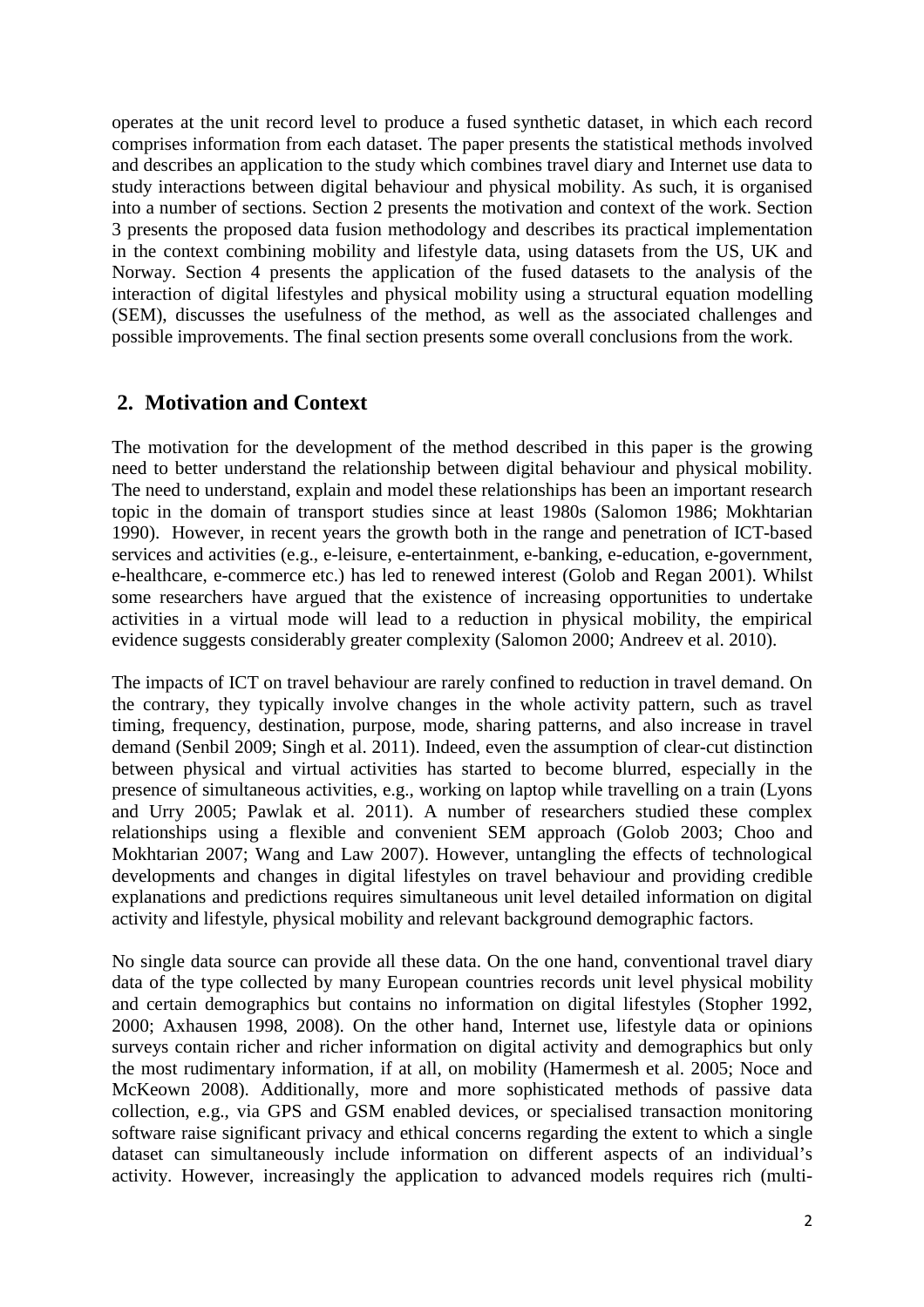operates at the unit record level to produce a fused synthetic dataset, in which each record comprises information from each dataset. The paper presents the statistical methods involved and describes an application to the study which combines travel diary and Internet use data to study interactions between digital behaviour and physical mobility. As such, it is organised into a number of sections. Section 2 presents the motivation and context of the work. Section 3 presents the proposed data fusion methodology and describes its practical implementation in the context combining mobility and lifestyle data, using datasets from the US, UK and Norway. Section 4 presents the application of the fused datasets to the analysis of the interaction of digital lifestyles and physical mobility using a structural equation modelling (SEM), discusses the usefulness of the method, as well as the associated challenges and possible improvements. The final section presents some overall conclusions from the work.

## 2. Motivation and Context

The motivation for the development of the method described in this paper is the growing need to better understand the relationship between digital behaviour and physical mobility. The need to understand, explain and model these relationships has been an important research topic in the domain of transport studies since at least 1980s (Salomon 1986; Mokhtarian 1990). However, in recent years the growth both in the range and penetration of ICT-based services and activities (e.g., e-leisure, e-entertainment, e-banking, e-education, e-government, e-healthcare, e-commerce etc.) has led to renewed interest (Golob and Regan 2001). Whilst some researchers have argued that the existence of increasing opportunities to undertake activities in a virtual mode will lead to a reduction in physical mobility, the empirical evidence suggests considerably greater complexity (Salomon 2000; Andreev et al. 2010).

The impacts of ICT on travel behaviour are rarely confined to reduction in travel demand. On the contrary, they typically involve changes in the whole activity pattern, such as travel timing, frequency, destination, purpose, mode, sharing patterns, and also increase in travel demand (Senbil 2009; Singh et al. 2011). Indeed, even the assumption of clear-cut distinction between physical and virtual activities has started to become blurred, especially in the presence of simultaneous activities, e.g., working on laptop while travelling on a train (Lyons and Urry 2005; Pawlak et al. 2011). A number of researchers studied these complex relationships using a flexible and convenient SEM approach (Golob 2003; Choo and Mokhtarian 2007; Wang and Law 2007). However, untangling the effects of technological developments and changes in digital lifestyles on travel behaviour and providing credible explanations and predictions requires simultaneous unit level detailed information on digital activity and lifestyle, physical mobility and relevant background demographic factors.

No single data source can provide all these data. On the one hand, conventional travel diary data of the type collected by many European countries records unit level physical mobility and certain demographics but contains no information on digital lifestyles (Stopher 1992, 2000; Axhausen 1998, 2008). On the other hand, Internet use, lifestyle data or opinions surveys contain richer and richer information on digital activity and demographics but only the most rudimentary information, if at all, on mobility (Hamermesh et al. 2005; Noce and McKeown 2008). Additionally, more and more sophisticated methods of passive data collection, e.g., via GPS and GSM enabled devices, or specialised transaction monitoring software raise significant privacy and ethical concerns regarding the extent to which a single dataset can simultaneously include information on different aspects of an individual's activity. However, increasingly the application to advanced models requires rich (multi-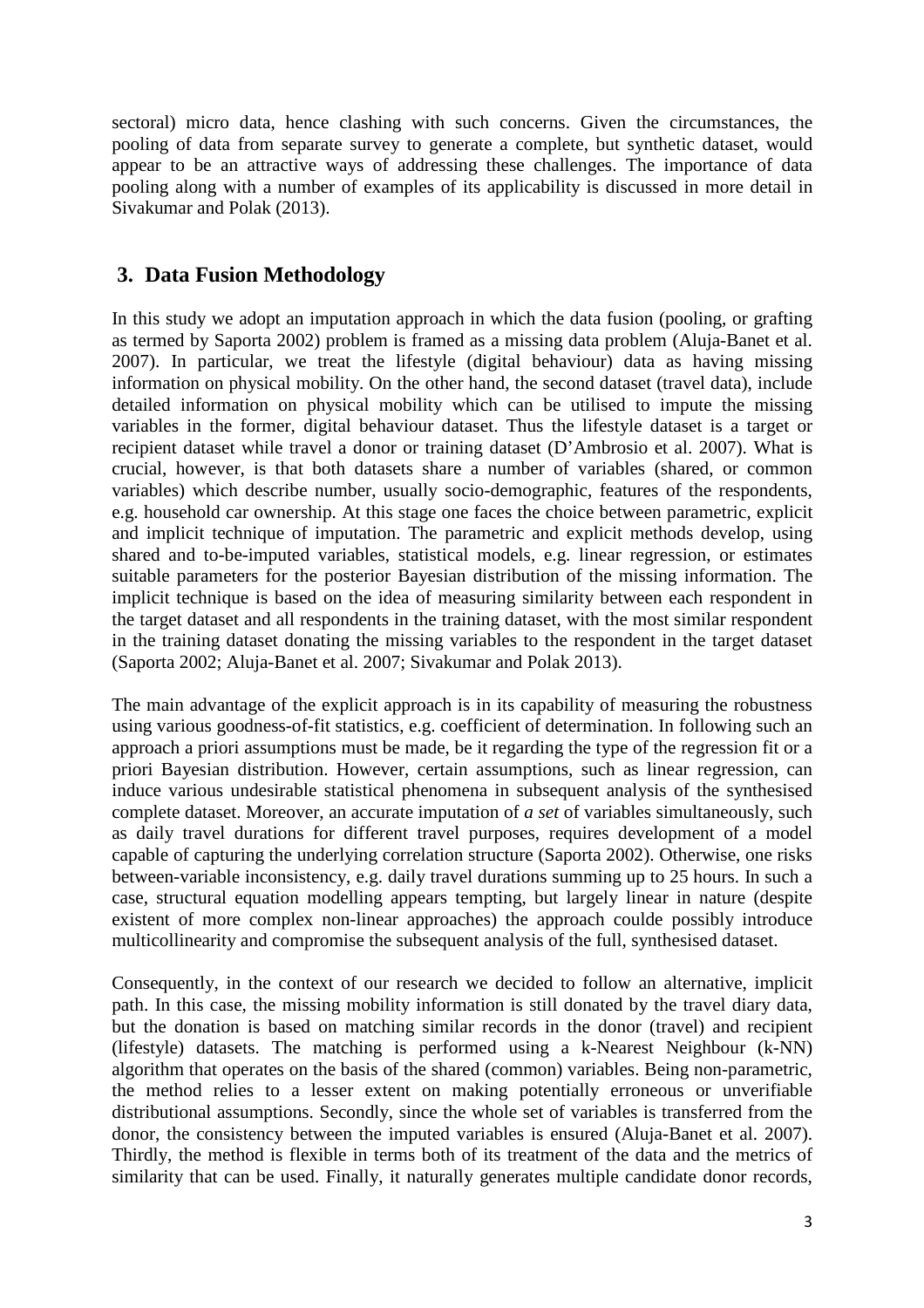sectoral) micro data, hence clashing with such concerns. Given the circumstances, the pooling of data from separate survey to generate a complete, but synthetic dataset, would appear to be an attractive ways of addressing these challenges. The importance of data pooling along with a number of examples of its applicability is discussed in more detail in Sivakumar and Polak (2013).

## 3. Data Fusion Methodology

In this study we adopt an imputation approach in which the data fusion (pooling, or grafting as termed by Saporta 2002) problem is framed as a missing data problem (Aluja-Banet et al. 2007). In particular, we treat the lifestyle (digital behaviour) data as having missing information on physical mobility. On the other hand, the second dataset (travel data), include detailed information on physical mobility which can be utilised to impute the missing variables in the former, digital behaviour dataset. Thus the lifestyle dataset is a target or recipient dataset while travel a donor or training dataset (D'Ambrosio et al. 2007). What is crucial, however, is that both datasets share a number of variables (shared, or common variables) which describe number, usually socio-demographic, features of the respondents, e.g. household car ownership. At this stage one faces the choice between parametric, explicit and implicit technique of imputation. The parametric and explicit methods develop, using shared and to-be-imputed variables, statistical models, e.g. linear regression, or estimates suitable parameters for the posterior Bayesian distribution of the missing information. The implicit technique is based on the idea of measuring similarity between each respondent in the target dataset and all respondents in the training dataset, with the most similar respondent in the training dataset donating the missing variables to the respondent in the target dataset (Saporta 2002; Aluja-Banet et al. 2007; Sivakumar and Polak 2013).

The main advantage of the explicit approach is in its capability of measuring the robustness using various goodness-of-fit statistics, e.g. coefficient of determination. In following such an approach a priori assumptions must be made, be it regarding the type of the regression fit or a priori Bayesian distribution. However, certain assumptions, such as linear regression, can induce various undesirable statistical phenomena in subsequent analysis of the synthesised complete dataset. Moreover, an accurate imputation of *a set* of variables simultaneously, such as daily travel durations for different travel purposes, requires development of a model capable of capturing the underlying correlation structure (Saporta 2002). Otherwise, one risks between-variable inconsistency, e.g. daily travel durations summing up to 25 hours. In such a case, structural equation modelling appears tempting, but largely linear in nature (despite existent of more complex non-linear approaches) the approach coulde possibly introduce multicollinearity and compromise the subsequent analysis of the full, synthesised dataset.

Consequently, in the context of our research we decided to follow an alternative, implicit path. In this case, the missing mobility information is still donated by the travel diary data, but the donation is based on matching similar records in the donor (travel) and recipient (lifestyle) datasets. The matching is performed using a k-Nearest Neighbour (k-NN) algorithm that operates on the basis of the shared (common) variables. Being non-parametric, the method relies to a lesser extent on making potentially erroneous or unverifiable distributional assumptions. Secondly, since the whole set of variables is transferred from the donor, the consistency between the imputed variables is ensured (Aluja-Banet et al. 2007). Thirdly, the method is flexible in terms both of its treatment of the data and the metrics of similarity that can be used. Finally, it naturally generates multiple candidate donor records,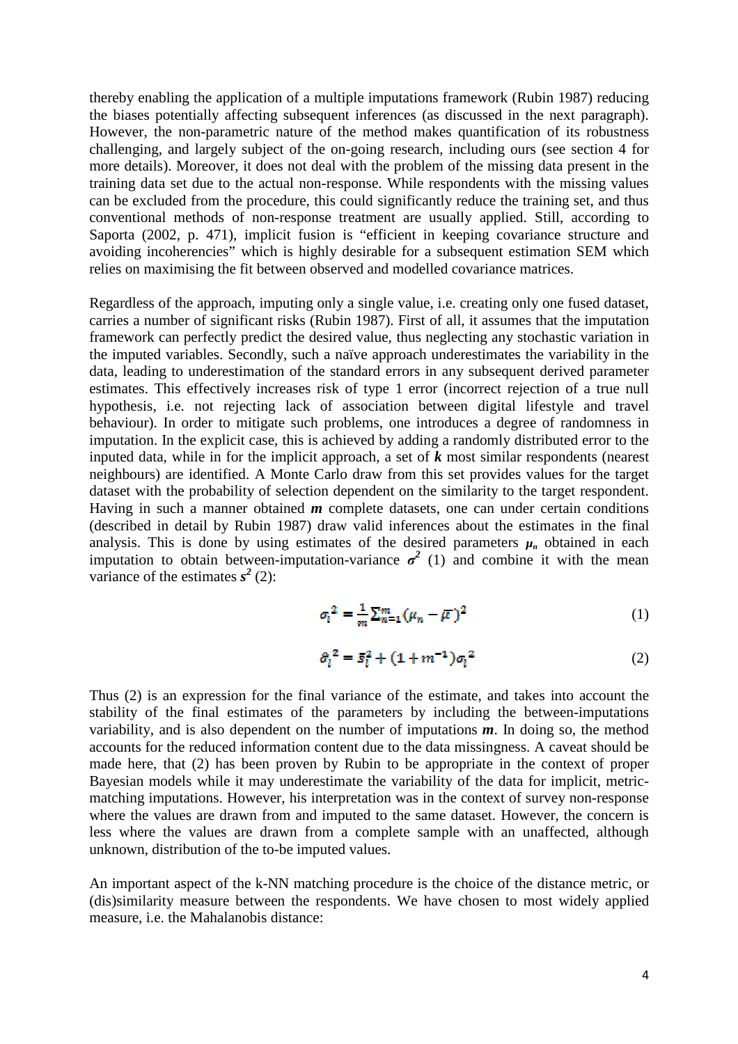thereby enabling the application of a multiple imputations framework (Rubin 1987) reducing the biases potentially affecting subsequent inferences (as discussed in the next paragraph). However, the non-parametric nature of the method makes quantification of its robustness challenging, and largely subject of the on-going research, including ours (see section 4 for more details). Moreover, it does not deal with the problem of the missing data present in the training data set due to the actual non-response. While respondents with the missing values can be excluded from the procedure, this could significantly reduce the training set, and thus conventional methods of non-response treatment are usually applied. Still, according to Saporta (2002, p. 471), implicit fusion is "efficient in keeping covariance structure and avoiding incoherencies" which is highly desirable for a subsequent estimation SEM which relies on maximising the fit between observed and modelled covariance matrices.

Regardless of the approach, imputing only a single value, i.e. creating only one fused dataset, carries a number of significant risks (Rubin 1987). First of all, it assumes that the imputation framework can perfectly predict the desired value, thus neglecting any stochastic variation in the imputed variables. Secondly, such a naïve approach underestimates the variability in the data, leading to underestimation of the standard errors in any subsequent derived parameter estimates. This effectively increases risk of type 1 error (incorrect rejection of a true null hypothesis, i.e. not rejecting lack of association between digital lifestyle and travel behaviour). In order to mitigate such problems, one introduces a degree of randomness in imputation. In the explicit case, this is achieved by adding a randomly distributed error to the inputed data, while in for the implicit approach, a set of $k$ most similar respondents (nearest neighbours) are identified. A Monte Carlo draw from this set provides values for the target dataset with the probability of selection dependent on the similarity to the target respondent. Having in such a manner obtained $m$ complete datasets, one can under certain conditions (described in detail by Rubin 1987) draw valid inferences about the estimates in the final analysis. This is done by using estimates of the desired parameters $\mu_n$ obtained in each imputation to obtain between-imputation-variance $\sigma^2$ (1) and combine it with the mean variance of the estimates $s^2$ (2):

$$\sigma_i^2 = \frac{1}{m}\sum_{n=1}^{m}(\mu_n - \bar{\mu})^2 \quad (1)$$

$$\hat{\sigma}_i^2 = \bar{s}_i^2 + (1 + m^{-1})\sigma_i^2 \quad (2)$$

Thus (2) is an expression for the final variance of the estimate, and takes into account the stability of the final estimates of the parameters by including the between-imputations variability, and is also dependent on the number of imputations $m$. In doing so, the method accounts for the reduced information content due to the data missingness. A caveat should be made here, that (2) has been proven by Rubin to be appropriate in the context of proper Bayesian models while it may underestimate the variability of the data for implicit, metric-matching imputations. However, his interpretation was in the context of survey non-response where the values are drawn from and imputed to the same dataset. However, the concern is less where the values are drawn from a complete sample with an unaffected, although unknown, distribution of the to-be imputed values.

An important aspect of the k-NN matching procedure is the choice of the distance metric, or (dis)similarity measure between the respondents. We have chosen to most widely applied measure, i.e. the Mahalanobis distance: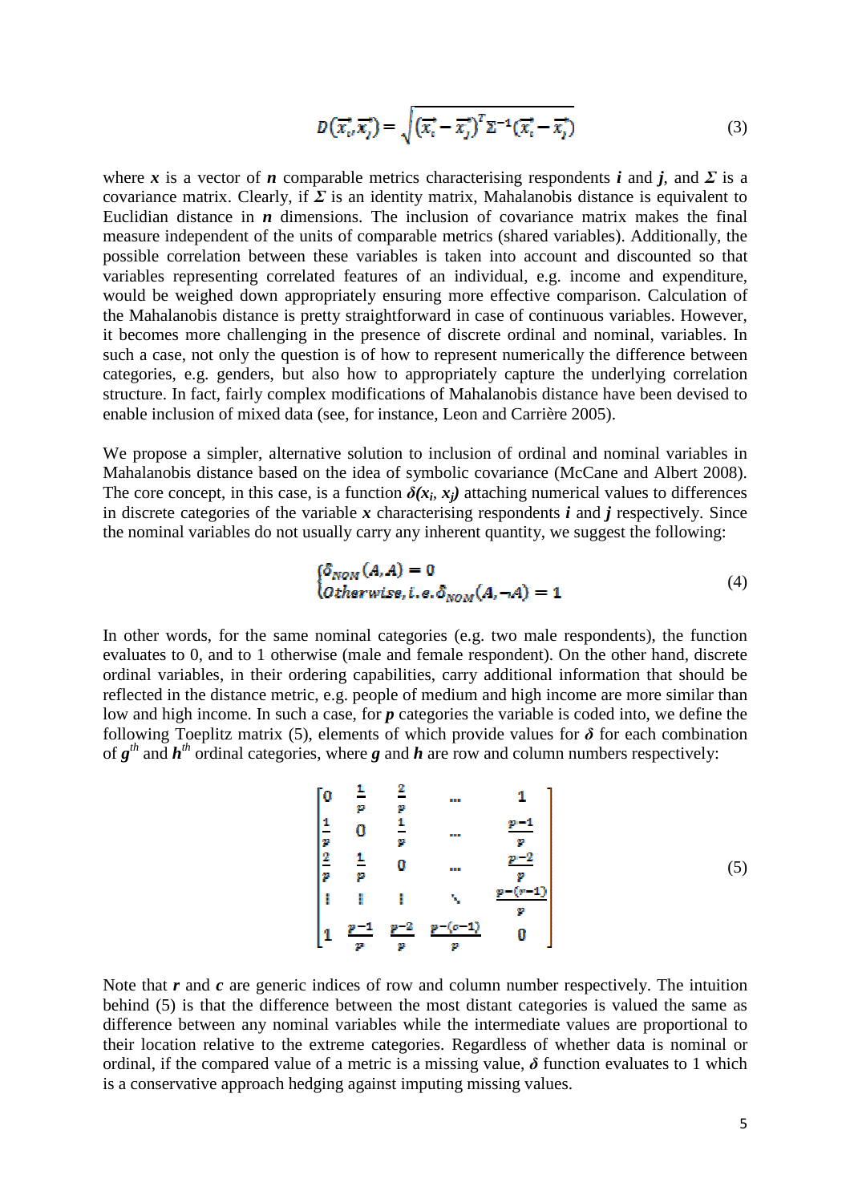$$D(\vec{x_i}, \vec{x_j}) = \sqrt{(\vec{x_i} - \vec{x_j})^T \Sigma^{-1} (\vec{x_i} - \vec{x_j})} \tag{3}$$

where ***x*** is a vector of ***n*** comparable metrics characterising respondents ***i*** and ***j***, and ***Σ*** is a covariance matrix. Clearly, if ***Σ*** is an identity matrix, Mahalanobis distance is equivalent to Euclidian distance in ***n*** dimensions. The inclusion of covariance matrix makes the final measure independent of the units of comparable metrics (shared variables). Additionally, the possible correlation between these variables is taken into account and discounted so that variables representing correlated features of an individual, e.g. income and expenditure, would be weighed down appropriately ensuring more effective comparison. Calculation of the Mahalanobis distance is pretty straightforward in case of continuous variables. However, it becomes more challenging in the presence of discrete ordinal and nominal, variables. In such a case, not only the question is of how to represent numerically the difference between categories, e.g. genders, but also how to appropriately capture the underlying correlation structure. In fact, fairly complex modifications of Mahalanobis distance have been devised to enable inclusion of mixed data (see, for instance, Leon and Carrière 2005).

We propose a simpler, alternative solution to inclusion of ordinal and nominal variables in Mahalanobis distance based on the idea of symbolic covariance (McCane and Albert 2008). The core concept, in this case, is a function ***δ(x<sub>i</sub>, x<sub>j</sub>)*** attaching numerical values to differences in discrete categories of the variable ***x*** characterising respondents ***i*** and ***j*** respectively. Since the nominal variables do not usually carry any inherent quantity, we suggest the following:

$$\begin{cases} \delta_{NOM}(A, A) = 0 \\ Otherwise, i.e. \delta_{NOM}(A, \neg A) = 1 \end{cases} \tag{4}$$

In other words, for the same nominal categories (e.g. two male respondents), the function evaluates to 0, and to 1 otherwise (male and female respondent). On the other hand, discrete ordinal variables, in their ordering capabilities, carry additional information that should be reflected in the distance metric, e.g. people of medium and high income are more similar than low and high income. In such a case, for ***p*** categories the variable is coded into, we define the following Toeplitz matrix (5), elements of which provide values for ***δ*** for each combination of $g^{th}$ and $h^{th}$ ordinal categories, where ***g*** and ***h*** are row and column numbers respectively:

$$\begin{bmatrix} 0 & \frac{1}{p} & \frac{2}{p} & \cdots & 1 \\ \frac{1}{p} & 0 & \frac{1}{p} & \cdots & \frac{p-1}{p} \\ \frac{2}{p} & \frac{1}{p} & 0 & \cdots & \frac{p-2}{p} \\ \vdots & \vdots & \vdots & \ddots & \frac{p-(r-1)}{p} \\ 1 & \frac{p-1}{p} & \frac{p-2}{p} & \frac{p-(c-1)}{p} & 0 \end{bmatrix} \tag{5}$$

Note that ***r*** and ***c*** are generic indices of row and column number respectively. The intuition behind (5) is that the difference between the most distant categories is valued the same as difference between any nominal variables while the intermediate values are proportional to their location relative to the extreme categories. Regardless of whether data is nominal or ordinal, if the compared value of a metric is a missing value, ***δ*** function evaluates to 1 which is a conservative approach hedging against imputing missing values.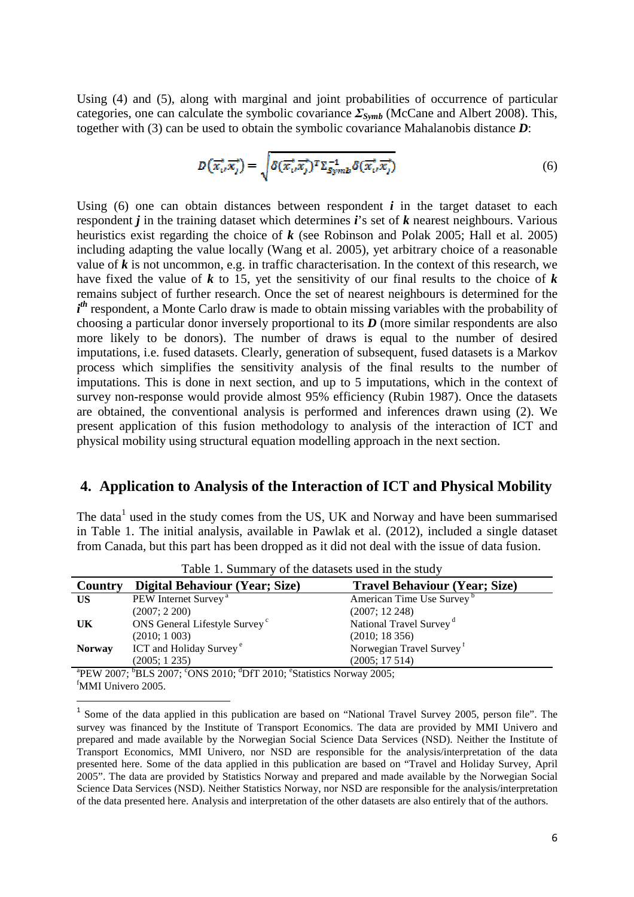Using (4) and (5), along with marginal and joint probabilities of occurrence of particular categories, one can calculate the symbolic covariance $\boldsymbol{\Sigma_{Symb}}$ (McCane and Albert 2008). This, together with (3) can be used to obtain the symbolic covariance Mahalanobis distance $\boldsymbol{D}$:

$$D(\vec{x_i}, \vec{x_j}) = \sqrt{\delta(\vec{x_i}, \vec{x_j})^T \Sigma_{Symb}^{-1} \delta(\vec{x_i}, \vec{x_j})} \tag{6}$$

Using (6) one can obtain distances between respondent $\boldsymbol{i}$ in the target dataset to each respondent $\boldsymbol{j}$ in the training dataset which determines $\boldsymbol{i}$'s set of $\boldsymbol{k}$ nearest neighbours. Various heuristics exist regarding the choice of $\boldsymbol{k}$ (see Robinson and Polak 2005; Hall et al. 2005) including adapting the value locally (Wang et al. 2005), yet arbitrary choice of a reasonable value of $\boldsymbol{k}$ is not uncommon, e.g. in traffic characterisation. In the context of this research, we have fixed the value of $\boldsymbol{k}$ to 15, yet the sensitivity of our final results to the choice of $\boldsymbol{k}$ remains subject of further research. Once the set of nearest neighbours is determined for the $\boldsymbol{i^{th}}$ respondent, a Monte Carlo draw is made to obtain missing variables with the probability of choosing a particular donor inversely proportional to its $\boldsymbol{D}$ (more similar respondents are also more likely to be donors). The number of draws is equal to the number of desired imputations, i.e. fused datasets. Clearly, generation of subsequent, fused datasets is a Markov process which simplifies the sensitivity analysis of the final results to the number of imputations. This is done in next section, and up to 5 imputations, which in the context of survey non-response would provide almost 95% efficiency (Rubin 1987). Once the datasets are obtained, the conventional analysis is performed and inferences drawn using (2). We present application of this fusion methodology to analysis of the interaction of ICT and physical mobility using structural equation modelling approach in the next section.

## 4. Application to Analysis of the Interaction of ICT and Physical Mobility

The data[1] used in the study comes from the US, UK and Norway and have been summarised in Table 1. The initial analysis, available in Pawlak et al. (2012), included a single dataset from Canada, but this part has been dropped as it did not deal with the issue of data fusion.

Table 1. Summary of the datasets used in the study

| Country | Digital Behaviour (Year; Size) | Travel Behaviour (Year; Size) |
|---|---|---|
| **US** | PEW Internet Survey [a] (2007; 2 200) | American Time Use Survey [b] (2007; 12 248) |
| **UK** | ONS General Lifestyle Survey [c] (2010; 1 003) | National Travel Survey [d] (2010; 18 356) |
| **Norway** | ICT and Holiday Survey [e] (2005; 1 235) | Norwegian Travel Survey [f] (2005; 17 514) |

[a]PEW 2007; [b]BLS 2007; [c]ONS 2010; [d]DfT 2010; [e]Statistics Norway 2005;
[f]MMI Univero 2005.

[1] Some of the data applied in this publication are based on "National Travel Survey 2005, person file". The survey was financed by the Institute of Transport Economics. The data are provided by MMI Univero and prepared and made available by the Norwegian Social Science Data Services (NSD). Neither the Institute of Transport Economics, MMI Univero, nor NSD are responsible for the analysis/interpretation of the data presented here. Some of the data applied in this publication are based on "Travel and Holiday Survey, April 2005". The data are provided by Statistics Norway and prepared and made available by the Norwegian Social Science Data Services (NSD). Neither Statistics Norway, nor NSD are responsible for the analysis/interpretation of the data presented here. Analysis and interpretation of the other datasets are also entirely that of the authors.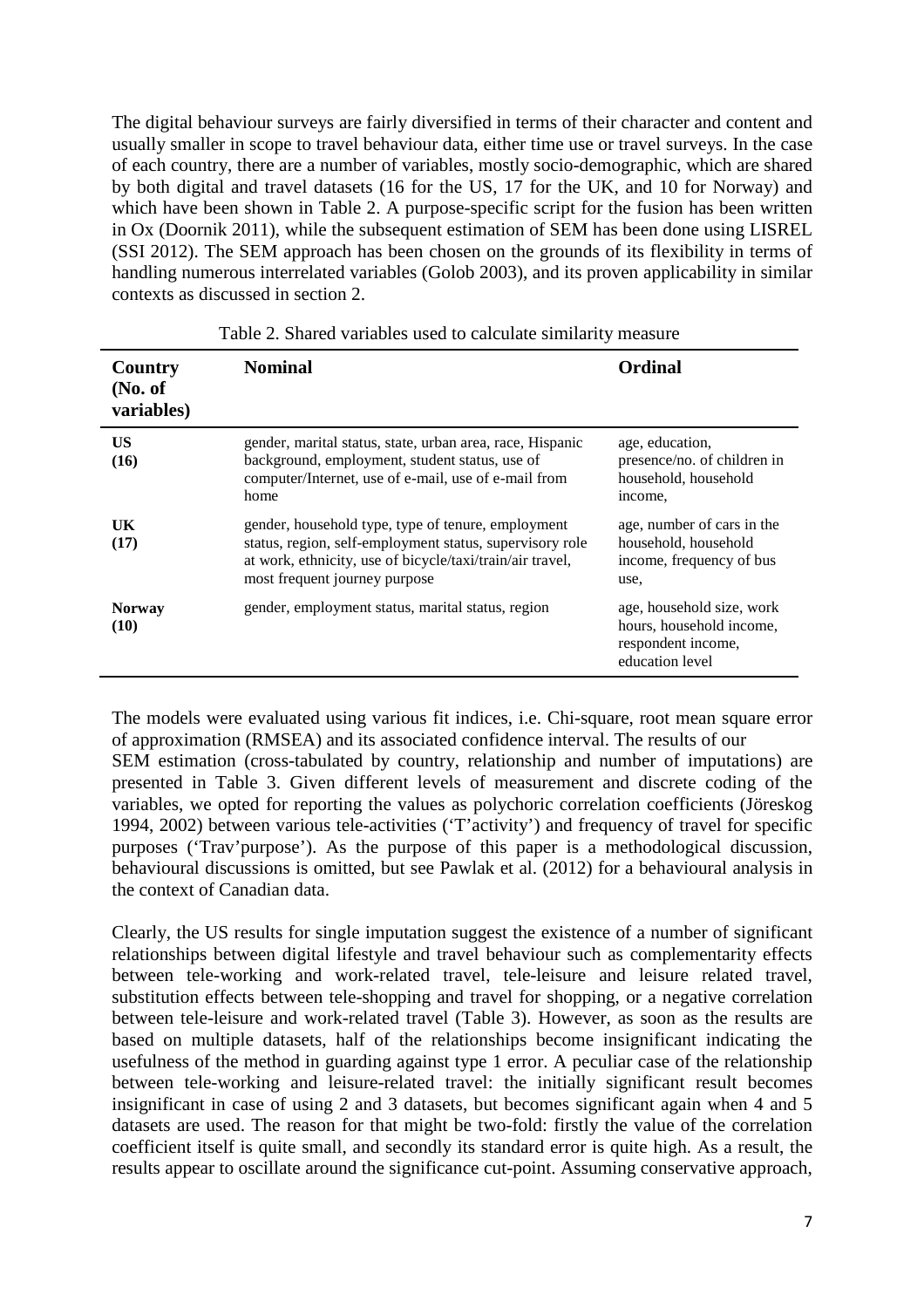The digital behaviour surveys are fairly diversified in terms of their character and content and usually smaller in scope to travel behaviour data, either time use or travel surveys. In the case of each country, there are a number of variables, mostly socio-demographic, which are shared by both digital and travel datasets (16 for the US, 17 for the UK, and 10 for Norway) and which have been shown in Table 2. A purpose-specific script for the fusion has been written in Ox (Doornik 2011), while the subsequent estimation of SEM has been done using LISREL (SSI 2012). The SEM approach has been chosen on the grounds of its flexibility in terms of handling numerous interrelated variables (Golob 2003), and its proven applicability in similar contexts as discussed in section 2.

Table 2. Shared variables used to calculate similarity measure

| Country (No. of variables) | Nominal | Ordinal |
|---|---|---|
| **US (16)** | gender, marital status, state, urban area, race, Hispanic background, employment, student status, use of computer/Internet, use of e-mail, use of e-mail from home | age, education, presence/no. of children in household, household income, |
| **UK (17)** | gender, household type, type of tenure, employment status, region, self-employment status, supervisory role at work, ethnicity, use of bicycle/taxi/train/air travel, most frequent journey purpose | age, number of cars in the household, household income, frequency of bus use, |
| **Norway (10)** | gender, employment status, marital status, region | age, household size, work hours, household income, respondent income, education level |

The models were evaluated using various fit indices, i.e. Chi-square, root mean square error of approximation (RMSEA) and its associated confidence interval. The results of our SEM estimation (cross-tabulated by country, relationship and number of imputations) are presented in Table 3. Given different levels of measurement and discrete coding of the variables, we opted for reporting the values as polychoric correlation coefficients (Jöreskog 1994, 2002) between various tele-activities ('T'activity') and frequency of travel for specific purposes ('Trav'purpose'). As the purpose of this paper is a methodological discussion, behavioural discussions is omitted, but see Pawlak et al. (2012) for a behavioural analysis in the context of Canadian data.

Clearly, the US results for single imputation suggest the existence of a number of significant relationships between digital lifestyle and travel behaviour such as complementarity effects between tele-working and work-related travel, tele-leisure and leisure related travel, substitution effects between tele-shopping and travel for shopping, or a negative correlation between tele-leisure and work-related travel (Table 3). However, as soon as the results are based on multiple datasets, half of the relationships become insignificant indicating the usefulness of the method in guarding against type 1 error. A peculiar case of the relationship between tele-working and leisure-related travel: the initially significant result becomes insignificant in case of using 2 and 3 datasets, but becomes significant again when 4 and 5 datasets are used. The reason for that might be two-fold: firstly the value of the correlation coefficient itself is quite small, and secondly its standard error is quite high. As a result, the results appear to oscillate around the significance cut-point. Assuming conservative approach,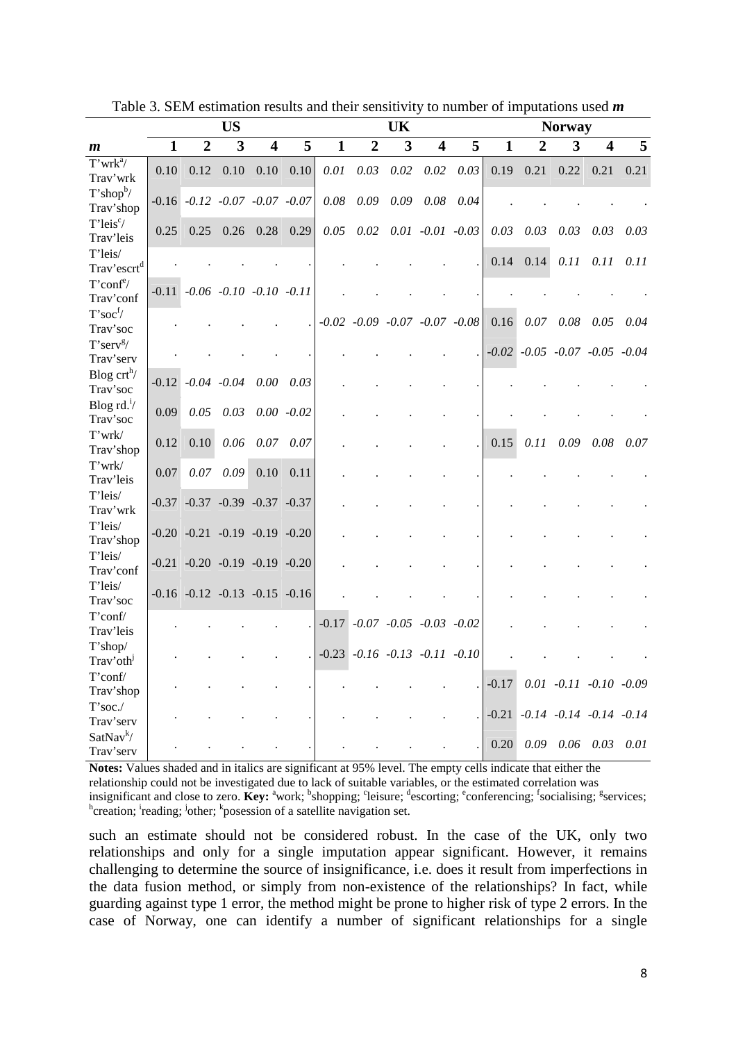Table 3. SEM estimation results and their sensitivity to number of imputations used $m$

| | US | | | | | UK | | | | | Norway | | | | |
|---|---|---|---|---|---|---|---|---|---|---|---|---|---|---|---|
| $m$ | 1 | 2 | 3 | 4 | 5 | 1 | 2 | 3 | 4 | 5 | 1 | 2 | 3 | 4 | 5 |
| T'wrk[a]/ Trav'wrk | 0.10 | 0.12 | 0.10 | 0.10 | 0.10 | *0.01* | *0.03* | *0.02* | *0.02* | *0.03* | 0.19 | 0.21 | 0.22 | 0.21 | 0.21 |
| T'shop[b]/ Trav'shop | -0.16 | *-0.12* | *-0.07* | *-0.07* | *-0.07* | *0.08* | *0.09* | *0.09* | *0.08* | *0.04* | . | . | . | . | . |
| T'leis[c]/ Trav'leis | 0.25 | 0.25 | 0.26 | 0.28 | 0.29 | *0.05* | *0.02* | *0.01* | *-0.01* | *-0.03* | *0.03* | *0.03* | *0.03* | *0.03* | *0.03* |
| T'leis/ Trav'escrt[d] | . | . | . | . | . | . | . | . | . | . | 0.14 | 0.14 | *0.11* | *0.11* | *0.11* |
| T'conf[e]/ Trav'conf | -0.11 | *-0.06* | *-0.10* | *-0.10* | *-0.11* | . | . | . | . | . | . | . | . | . | . |
| T'soc[f]/ Trav'soc | . | . | . | . | . | *-0.02* | *-0.09* | *-0.07* | *-0.07* | *-0.08* | 0.16 | *0.07* | *0.08* | *0.05* | *0.04* |
| T'serv[g]/ Trav'serv | . | . | . | . | . | . | . | . | . | . | *-0.02* | *-0.05* | *-0.07* | *-0.05* | *-0.04* |
| Blog crt[h]/ Trav'soc | -0.12 | *-0.04* | *-0.04* | *0.00* | *0.03* | . | . | . | . | . | . | . | . | . | . |
| Blog rd.[i]/ Trav'soc | 0.09 | *0.05* | *0.03* | *0.00* | *-0.02* | . | . | . | . | . | . | . | . | . | . |
| T'wrk/ Trav'shop | 0.12 | 0.10 | *0.06* | *0.07* | *0.07* | . | . | . | . | . | 0.15 | *0.11* | *0.09* | *0.08* | *0.07* |
| T'wrk/ Trav'leis | 0.07 | *0.07* | *0.09* | 0.10 | 0.11 | . | . | . | . | . | . | . | . | . | . |
| T'leis/ Trav'wrk | -0.37 | -0.37 | -0.39 | -0.37 | -0.37 | . | . | . | . | . | . | . | . | . | . |
| T'leis/ Trav'shop | -0.20 | -0.21 | -0.19 | -0.19 | -0.20 | . | . | . | . | . | . | . | . | . | . |
| T'leis/ Trav'conf | -0.21 | -0.20 | -0.19 | -0.19 | -0.20 | . | . | . | . | . | . | . | . | . | . |
| T'leis/ Trav'soc | -0.16 | -0.12 | -0.13 | -0.15 | -0.16 | . | . | . | . | . | . | . | . | . | . |
| T'conf/ Trav'leis | . | . | . | . | . | -0.17 | *-0.07* | *-0.05* | *-0.03* | *-0.02* | . | . | . | . | . |
| T'shop/ Trav'oth[j] | . | . | . | . | . | -0.23 | *-0.16* | *-0.13* | *-0.11* | *-0.10* | . | . | . | . | . |
| T'conf/ Trav'shop | . | . | . | . | . | . | . | . | . | . | -0.17 | *0.01* | *-0.11* | *-0.10* | *-0.09* |
| T'soc./ Trav'serv | . | . | . | . | . | . | . | . | . | . | -0.21 | *-0.14* | *-0.14* | *-0.14* | *-0.14* |
| SatNav[k]/ Trav'serv | . | . | . | . | . | . | . | . | . | . | 0.20 | *0.09* | *0.06* | *0.03* | *0.01* |

**Notes:** Values shaded and in italics are significant at 95% level. The empty cells indicate that either the relationship could not be investigated due to lack of suitable variables, or the estimated correlation was insignificant and close to zero. **Key:** [a]work; [b]shopping; [c]leisure; [d]escorting; [e]conferencing; [f]socialising; [g]services; [h]creation; [i]reading; [j]other; [k]posession of a satellite navigation set.

such an estimate should not be considered robust. In the case of the UK, only two relationships and only for a single imputation appear significant. However, it remains challenging to determine the source of insignificance, i.e. does it result from imperfections in the data fusion method, or simply from non-existence of the relationships? In fact, while guarding against type 1 error, the method might be prone to higher risk of type 2 errors. In the case of Norway, one can identify a number of significant relationships for a single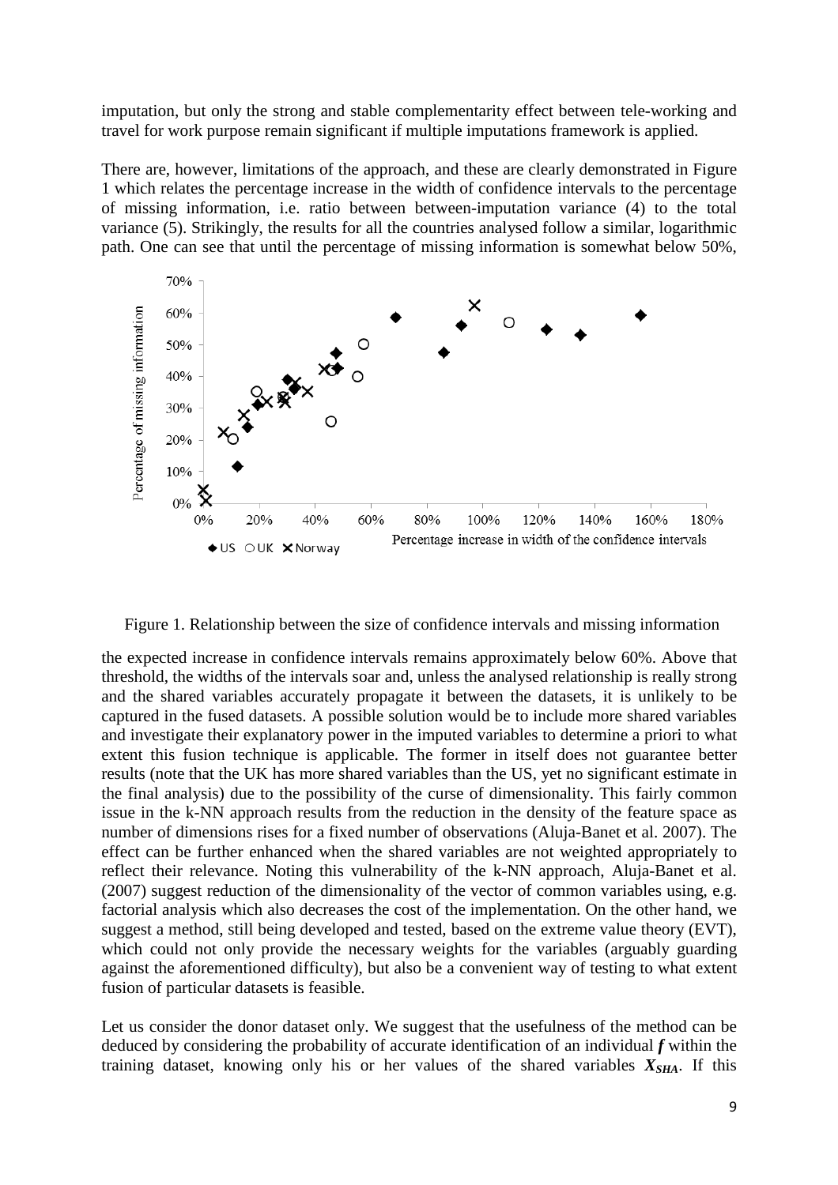imputation, but only the strong and stable complementarity effect between tele-working and travel for work purpose remain significant if multiple imputations framework is applied.

There are, however, limitations of the approach, and these are clearly demonstrated in Figure 1 which relates the percentage increase in the width of confidence intervals to the percentage of missing information, i.e. ratio between between-imputation variance (4) to the total variance (5). Strikingly, the results for all the countries analysed follow a similar, logarithmic path. One can see that until the percentage of missing information is somewhat below 50%,

Figure 1. Relationship between the size of confidence intervals and missing information

the expected increase in confidence intervals remains approximately below 60%. Above that threshold, the widths of the intervals soar and, unless the analysed relationship is really strong and the shared variables accurately propagate it between the datasets, it is unlikely to be captured in the fused datasets. A possible solution would be to include more shared variables and investigate their explanatory power in the imputed variables to determine a priori to what extent this fusion technique is applicable. The former in itself does not guarantee better results (note that the UK has more shared variables than the US, yet no significant estimate in the final analysis) due to the possibility of the curse of dimensionality. This fairly common issue in the k-NN approach results from the reduction in the density of the feature space as number of dimensions rises for a fixed number of observations (Aluja-Banet et al. 2007). The effect can be further enhanced when the shared variables are not weighted appropriately to reflect their relevance. Noting this vulnerability of the k-NN approach, Aluja-Banet et al. (2007) suggest reduction of the dimensionality of the vector of common variables using, e.g. factorial analysis which also decreases the cost of the implementation. On the other hand, we suggest a method, still being developed and tested, based on the extreme value theory (EVT), which could not only provide the necessary weights for the variables (arguably guarding against the aforementioned difficulty), but also be a convenient way of testing to what extent fusion of particular datasets is feasible.

Let us consider the donor dataset only. We suggest that the usefulness of the method can be deduced by considering the probability of accurate identification of an individual $\boldsymbol{f}$ within the training dataset, knowing only his or her values of the shared variables $\boldsymbol{X_{SHA}}$. If this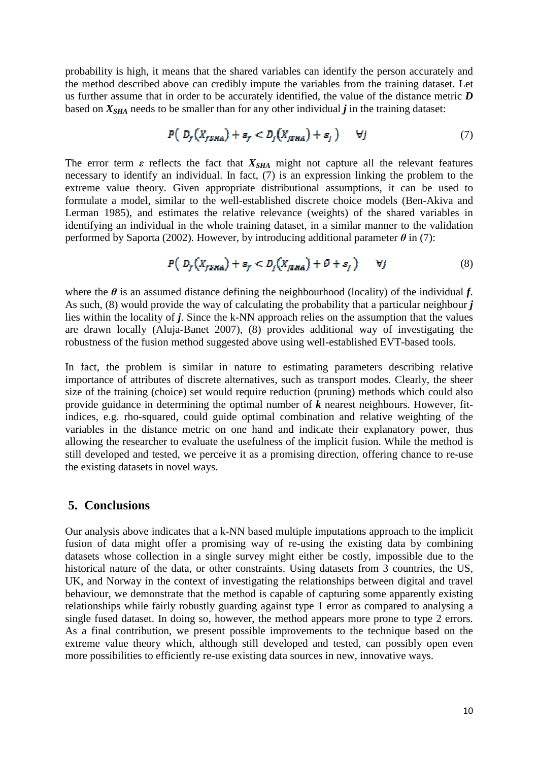probability is high, it means that the shared variables can identify the person accurately and the method described above can credibly impute the variables from the training dataset. Let us further assume that in order to be accurately identified, the value of the distance metric ***D*** based on $\boldsymbol{X_{SHA}}$ needs to be smaller than for any other individual ***j*** in the training dataset:

$$P\left( D_f\left(X_{fSHA}\right) + \varepsilon_f < D_j\left(X_{jSHA}\right) + \varepsilon_j \right) \quad \forall j \tag{7}$$

The error term $\boldsymbol{\varepsilon}$ reflects the fact that $\boldsymbol{X_{SHA}}$ might not capture all the relevant features necessary to identify an individual. In fact, (7) is an expression linking the problem to the extreme value theory. Given appropriate distributional assumptions, it can be used to formulate a model, similar to the well-established discrete choice models (Ben-Akiva and Lerman 1985), and estimates the relative relevance (weights) of the shared variables in identifying an individual in the whole training dataset, in a similar manner to the validation performed by Saporta (2002). However, by introducing additional parameter $\boldsymbol{\theta}$ in (7):

$$P\left( D_f\left(X_{fSHA}\right) + \varepsilon_f < D_j\left(X_{jSHA}\right) + \theta + \varepsilon_j \right) \quad \forall j \tag{8}$$

where the $\boldsymbol{\theta}$ is an assumed distance defining the neighbourhood (locality) of the individual ***f***. As such, (8) would provide the way of calculating the probability that a particular neighbour ***j*** lies within the locality of ***j***. Since the k-NN approach relies on the assumption that the values are drawn locally (Aluja-Banet 2007), (8) provides additional way of investigating the robustness of the fusion method suggested above using well-established EVT-based tools.

In fact, the problem is similar in nature to estimating parameters describing relative importance of attributes of discrete alternatives, such as transport modes. Clearly, the sheer size of the training (choice) set would require reduction (pruning) methods which could also provide guidance in determining the optimal number of ***k*** nearest neighbours. However, fit-indices, e.g. rho-squared, could guide optimal combination and relative weighting of the variables in the distance metric on one hand and indicate their explanatory power, thus allowing the researcher to evaluate the usefulness of the implicit fusion. While the method is still developed and tested, we perceive it as a promising direction, offering chance to re-use the existing datasets in novel ways.

## 5. Conclusions

Our analysis above indicates that a k-NN based multiple imputations approach to the implicit fusion of data might offer a promising way of re-using the existing data by combining datasets whose collection in a single survey might either be costly, impossible due to the historical nature of the data, or other constraints. Using datasets from 3 countries, the US, UK, and Norway in the context of investigating the relationships between digital and travel behaviour, we demonstrate that the method is capable of capturing some apparently existing relationships while fairly robustly guarding against type 1 error as compared to analysing a single fused dataset. In doing so, however, the method appears more prone to type 2 errors. As a final contribution, we present possible improvements to the technique based on the extreme value theory which, although still developed and tested, can possibly open even more possibilities to efficiently re-use existing data sources in new, innovative ways.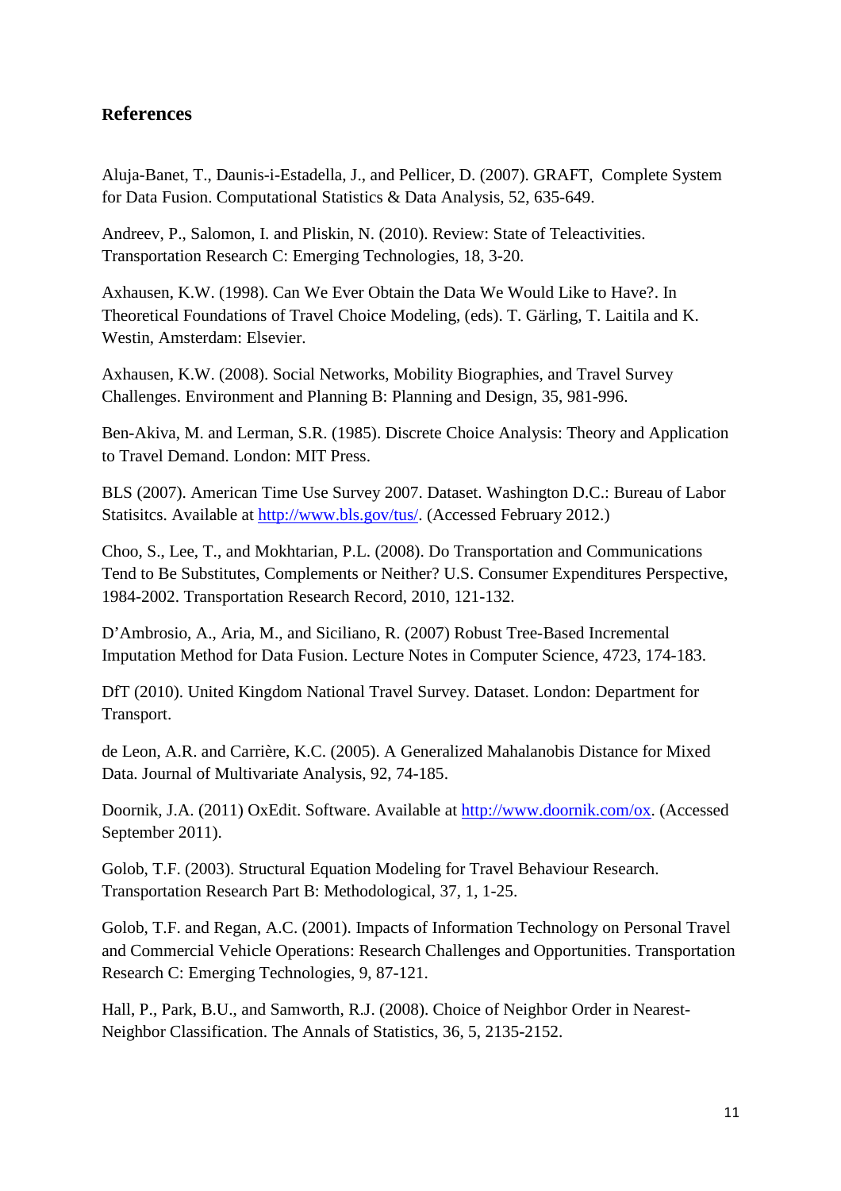## References

Aluja-Banet, T., Daunis-i-Estadella, J., and Pellicer, D. (2007). GRAFT, Complete System for Data Fusion. Computational Statistics & Data Analysis, 52, 635-649.

Andreev, P., Salomon, I. and Pliskin, N. (2010). Review: State of Teleactivities. Transportation Research C: Emerging Technologies, 18, 3-20.

Axhausen, K.W. (1998). Can We Ever Obtain the Data We Would Like to Have?. In Theoretical Foundations of Travel Choice Modeling, (eds). T. Gärling, T. Laitila and K. Westin, Amsterdam: Elsevier.

Axhausen, K.W. (2008). Social Networks, Mobility Biographies, and Travel Survey Challenges. Environment and Planning B: Planning and Design, 35, 981-996.

Ben-Akiva, M. and Lerman, S.R. (1985). Discrete Choice Analysis: Theory and Application to Travel Demand. London: MIT Press.

BLS (2007). American Time Use Survey 2007. Dataset. Washington D.C.: Bureau of Labor Statisitcs. Available at http://www.bls.gov/tus/. (Accessed February 2012.)

Choo, S., Lee, T., and Mokhtarian, P.L. (2008). Do Transportation and Communications Tend to Be Substitutes, Complements or Neither? U.S. Consumer Expenditures Perspective, 1984-2002. Transportation Research Record, 2010, 121-132.

D'Ambrosio, A., Aria, M., and Siciliano, R. (2007) Robust Tree-Based Incremental Imputation Method for Data Fusion. Lecture Notes in Computer Science, 4723, 174-183.

DfT (2010). United Kingdom National Travel Survey. Dataset. London: Department for Transport.

de Leon, A.R. and Carrière, K.C. (2005). A Generalized Mahalanobis Distance for Mixed Data. Journal of Multivariate Analysis, 92, 74-185.

Doornik, J.A. (2011) OxEdit. Software. Available at http://www.doornik.com/ox. (Accessed September 2011).

Golob, T.F. (2003). Structural Equation Modeling for Travel Behaviour Research. Transportation Research Part B: Methodological, 37, 1, 1-25.

Golob, T.F. and Regan, A.C. (2001). Impacts of Information Technology on Personal Travel and Commercial Vehicle Operations: Research Challenges and Opportunities. Transportation Research C: Emerging Technologies, 9, 87-121.

Hall, P., Park, B.U., and Samworth, R.J. (2008). Choice of Neighbor Order in Nearest-Neighbor Classification. The Annals of Statistics, 36, 5, 2135-2152.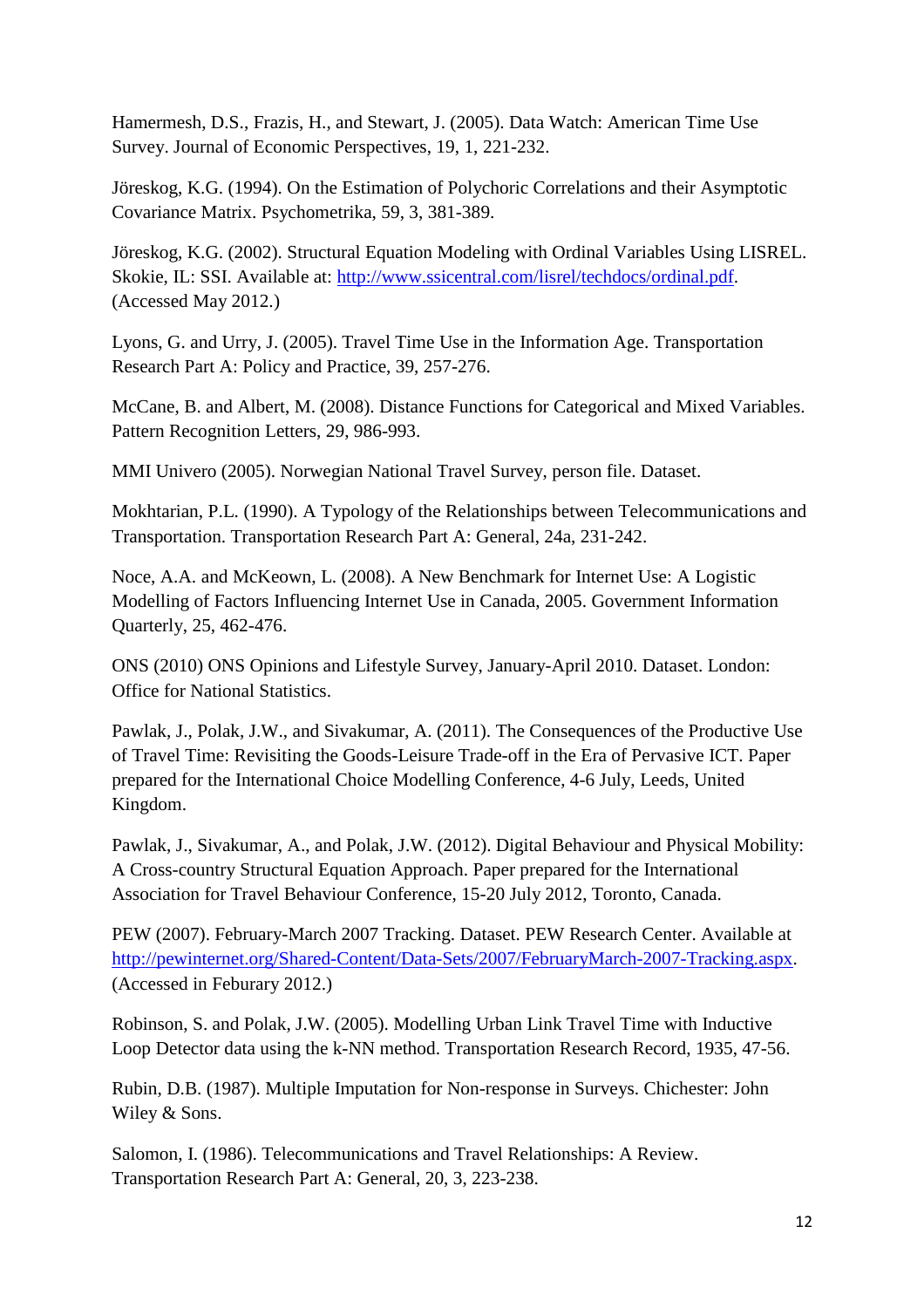Hamermesh, D.S., Frazis, H., and Stewart, J. (2005). Data Watch: American Time Use Survey. Journal of Economic Perspectives, 19, 1, 221-232.

Jöreskog, K.G. (1994). On the Estimation of Polychoric Correlations and their Asymptotic Covariance Matrix. Psychometrika, 59, 3, 381-389.

Jöreskog, K.G. (2002). Structural Equation Modeling with Ordinal Variables Using LISREL. Skokie, IL: SSI. Available at: http://www.ssicentral.com/lisrel/techdocs/ordinal.pdf. (Accessed May 2012.)

Lyons, G. and Urry, J. (2005). Travel Time Use in the Information Age. Transportation Research Part A: Policy and Practice, 39, 257-276.

McCane, B. and Albert, M. (2008). Distance Functions for Categorical and Mixed Variables. Pattern Recognition Letters, 29, 986-993.

MMI Univero (2005). Norwegian National Travel Survey, person file. Dataset.

Mokhtarian, P.L. (1990). A Typology of the Relationships between Telecommunications and Transportation. Transportation Research Part A: General, 24a, 231-242.

Noce, A.A. and McKeown, L. (2008). A New Benchmark for Internet Use: A Logistic Modelling of Factors Influencing Internet Use in Canada, 2005. Government Information Quarterly, 25, 462-476.

ONS (2010) ONS Opinions and Lifestyle Survey, January-April 2010. Dataset. London: Office for National Statistics.

Pawlak, J., Polak, J.W., and Sivakumar, A. (2011). The Consequences of the Productive Use of Travel Time: Revisiting the Goods-Leisure Trade-off in the Era of Pervasive ICT. Paper prepared for the International Choice Modelling Conference, 4-6 July, Leeds, United Kingdom.

Pawlak, J., Sivakumar, A., and Polak, J.W. (2012). Digital Behaviour and Physical Mobility: A Cross-country Structural Equation Approach. Paper prepared for the International Association for Travel Behaviour Conference, 15-20 July 2012, Toronto, Canada.

PEW (2007). February-March 2007 Tracking. Dataset. PEW Research Center. Available at http://pewinternet.org/Shared-Content/Data-Sets/2007/FebruaryMarch-2007-Tracking.aspx. (Accessed in Feburary 2012.)

Robinson, S. and Polak, J.W. (2005). Modelling Urban Link Travel Time with Inductive Loop Detector data using the k-NN method. Transportation Research Record, 1935, 47-56.

Rubin, D.B. (1987). Multiple Imputation for Non-response in Surveys. Chichester: John Wiley & Sons.

Salomon, I. (1986). Telecommunications and Travel Relationships: A Review. Transportation Research Part A: General, 20, 3, 223-238.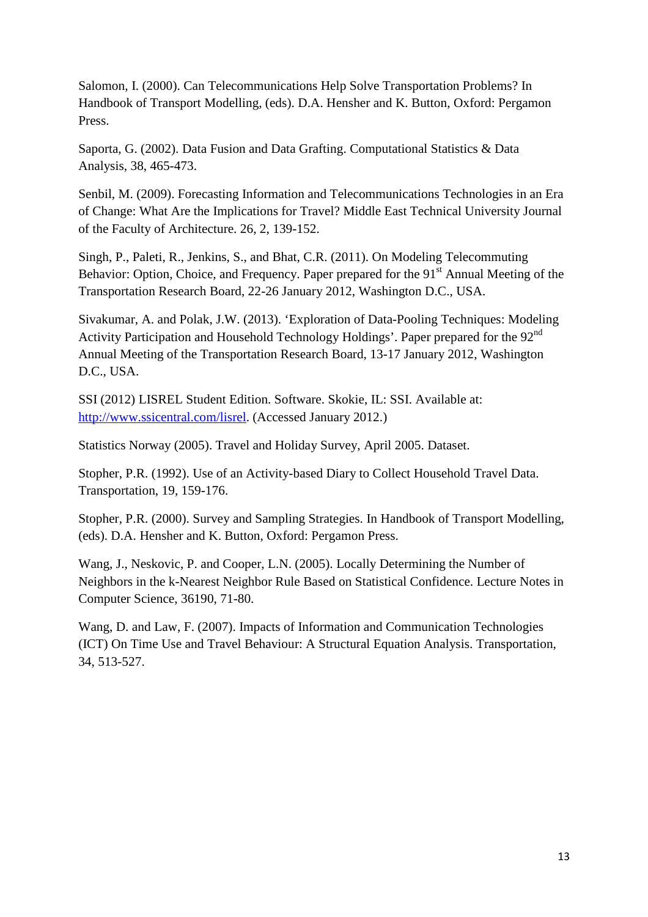Salomon, I. (2000). Can Telecommunications Help Solve Transportation Problems? In Handbook of Transport Modelling, (eds). D.A. Hensher and K. Button, Oxford: Pergamon Press.

Saporta, G. (2002). Data Fusion and Data Grafting. Computational Statistics & Data Analysis, 38, 465-473.

Senbil, M. (2009). Forecasting Information and Telecommunications Technologies in an Era of Change: What Are the Implications for Travel? Middle East Technical University Journal of the Faculty of Architecture. 26, 2, 139-152.

Singh, P., Paleti, R., Jenkins, S., and Bhat, C.R. (2011). On Modeling Telecommuting Behavior: Option, Choice, and Frequency. Paper prepared for the 91st Annual Meeting of the Transportation Research Board, 22-26 January 2012, Washington D.C., USA.

Sivakumar, A. and Polak, J.W. (2013). 'Exploration of Data-Pooling Techniques: Modeling Activity Participation and Household Technology Holdings'. Paper prepared for the 92nd Annual Meeting of the Transportation Research Board, 13-17 January 2012, Washington D.C., USA.

SSI (2012) LISREL Student Edition. Software. Skokie, IL: SSI. Available at: [http://www.ssicentral.com/lisrel](http://www.ssicentral.com/lisrel). (Accessed January 2012.)

Statistics Norway (2005). Travel and Holiday Survey, April 2005. Dataset.

Stopher, P.R. (1992). Use of an Activity-based Diary to Collect Household Travel Data. Transportation, 19, 159-176.

Stopher, P.R. (2000). Survey and Sampling Strategies. In Handbook of Transport Modelling, (eds). D.A. Hensher and K. Button, Oxford: Pergamon Press.

Wang, J., Neskovic, P. and Cooper, L.N. (2005). Locally Determining the Number of Neighbors in the k-Nearest Neighbor Rule Based on Statistical Confidence. Lecture Notes in Computer Science, 36190, 71-80.

Wang, D. and Law, F. (2007). Impacts of Information and Communication Technologies (ICT) On Time Use and Travel Behaviour: A Structural Equation Analysis. Transportation, 34, 513-527.